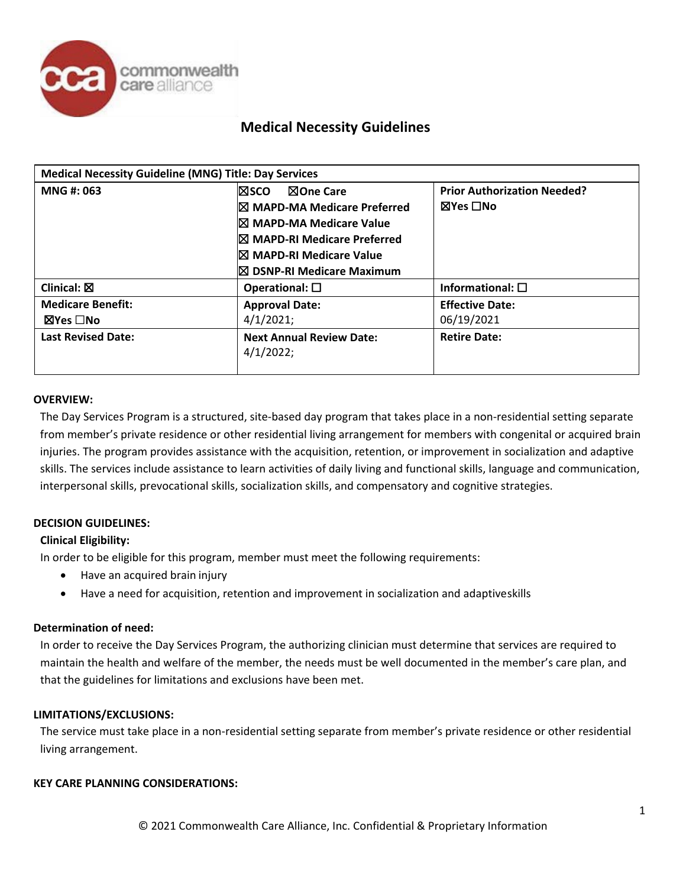# Medical Necessity Guidelines

| Medical Necessity Guideline (MNG) Title: Day Services | | |
|---|---|---|
| **MNG #: 063** | ☒SCO ☒One Care<br>☒ MAPD-MA Medicare Preferred<br>☒ MAPD-MA Medicare Value<br>☒ MAPD-RI Medicare Preferred<br>☒ MAPD-RI Medicare Value<br>☒ DSNP-RI Medicare Maximum | **Prior Authorization Needed?**<br>☒Yes ☐No |
| **Clinical:** ☒ | **Operational:** ☐ | **Informational:** ☐ |
| **Medicare Benefit:**<br>☒Yes ☐No | **Approval Date:**<br>4/1/2021; | **Effective Date:**<br>06/19/2021 |
| **Last Revised Date:** | **Next Annual Review Date:**<br>4/1/2022; | **Retire Date:** |

**OVERVIEW:**

The Day Services Program is a structured, site-based day program that takes place in a non-residential setting separate from member's private residence or other residential living arrangement for members with congenital or acquired brain injuries. The program provides assistance with the acquisition, retention, or improvement in socialization and adaptive skills. The services include assistance to learn activities of daily living and functional skills, language and communication, interpersonal skills, prevocational skills, socialization skills, and compensatory and cognitive strategies.

**DECISION GUIDELINES:**

**Clinical Eligibility:**

In order to be eligible for this program, member must meet the following requirements:

- Have an acquired brain injury
- Have a need for acquisition, retention and improvement in socialization and adaptiveskills

**Determination of need:**

In order to receive the Day Services Program, the authorizing clinician must determine that services are required to maintain the health and welfare of the member, the needs must be well documented in the member's care plan, and that the guidelines for limitations and exclusions have been met.

**LIMITATIONS/EXCLUSIONS:**

The service must take place in a non-residential setting separate from member's private residence or other residential living arrangement.

**KEY CARE PLANNING CONSIDERATIONS:**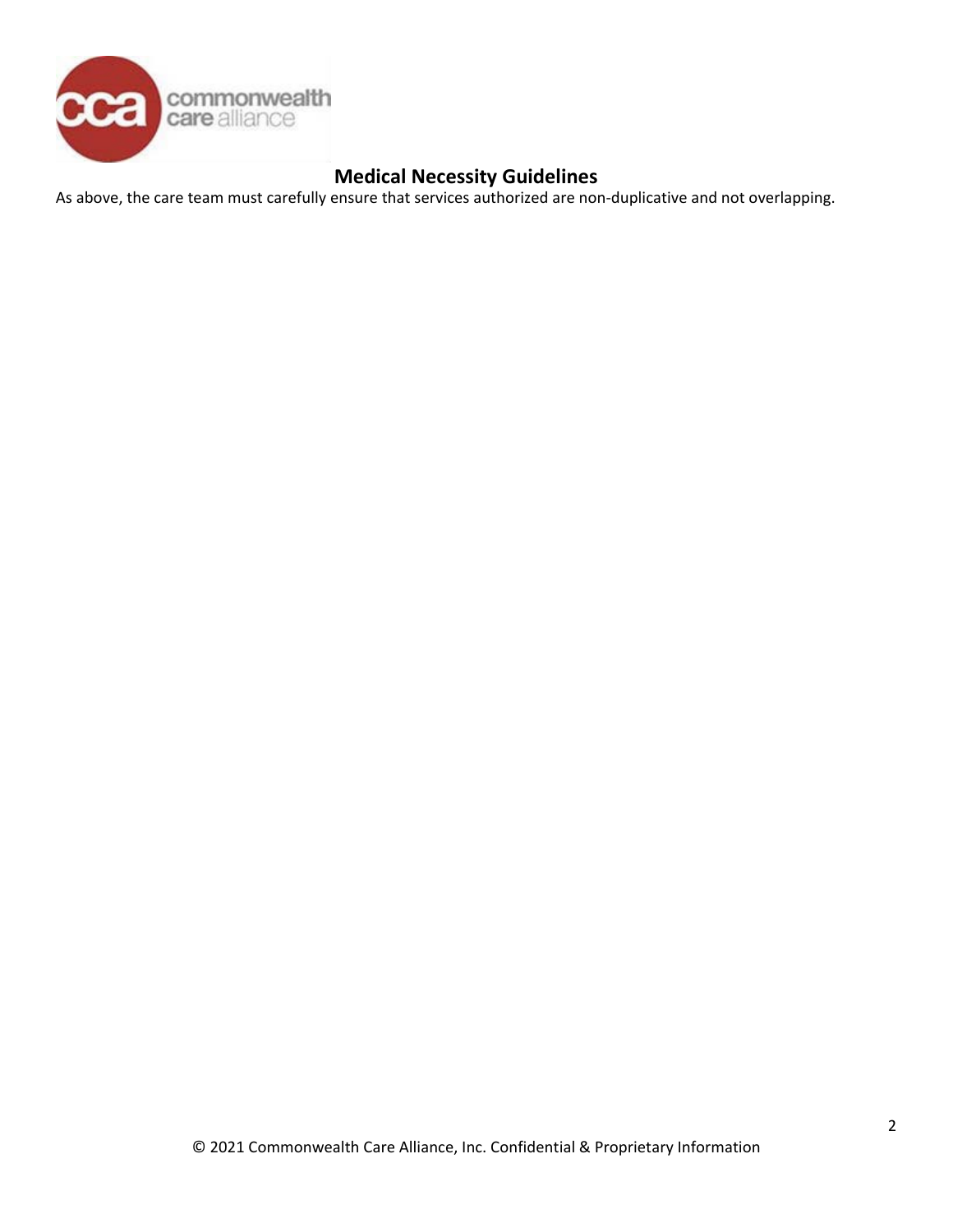# Medical Necessity Guidelines

As above, the care team must carefully ensure that services authorized are non-duplicative and not overlapping.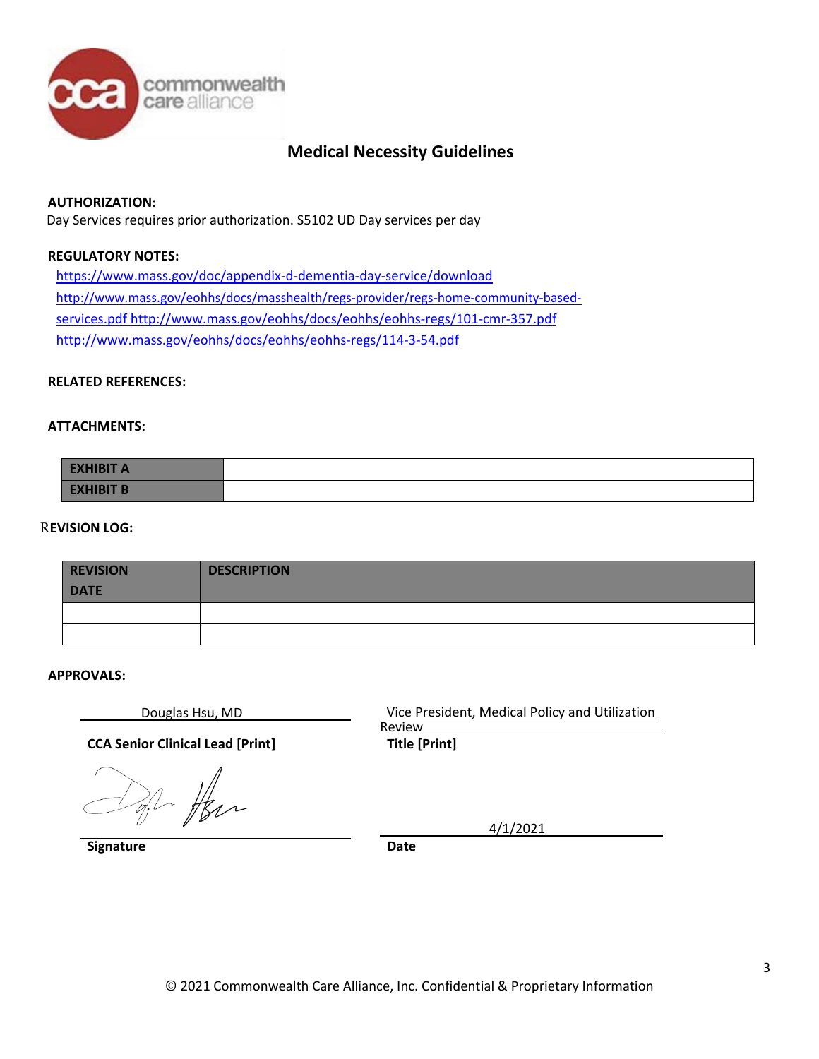# Medical Necessity Guidelines

**AUTHORIZATION:**

Day Services requires prior authorization. S5102 UD Day services per day

**REGULATORY NOTES:**

https://www.mass.gov/doc/appendix-d-dementia-day-service/download
http://www.mass.gov/eohhs/docs/masshealth/regs-provider/regs-home-community-based-services.pdf http://www.mass.gov/eohhs/docs/eohhs/eohhs-regs/101-cmr-357.pdf
http://www.mass.gov/eohhs/docs/eohhs/eohhs-regs/114-3-54.pdf

**RELATED REFERENCES:**

**ATTACHMENTS:**

| EXHIBIT A | |
|---|---|
| EXHIBIT B | |

**REVISION LOG:**

| REVISION DATE | DESCRIPTION |
|---|---|
| | |
| | |

**APPROVALS:**

Douglas Hsu, MD

**CCA Senior Clinical Lead [Print]**

Vice President, Medical Policy and Utilization Review

**Title [Print]**

**Signature**

4/1/2021

**Date**

© 2021 Commonwealth Care Alliance, Inc. Confidential & Proprietary Information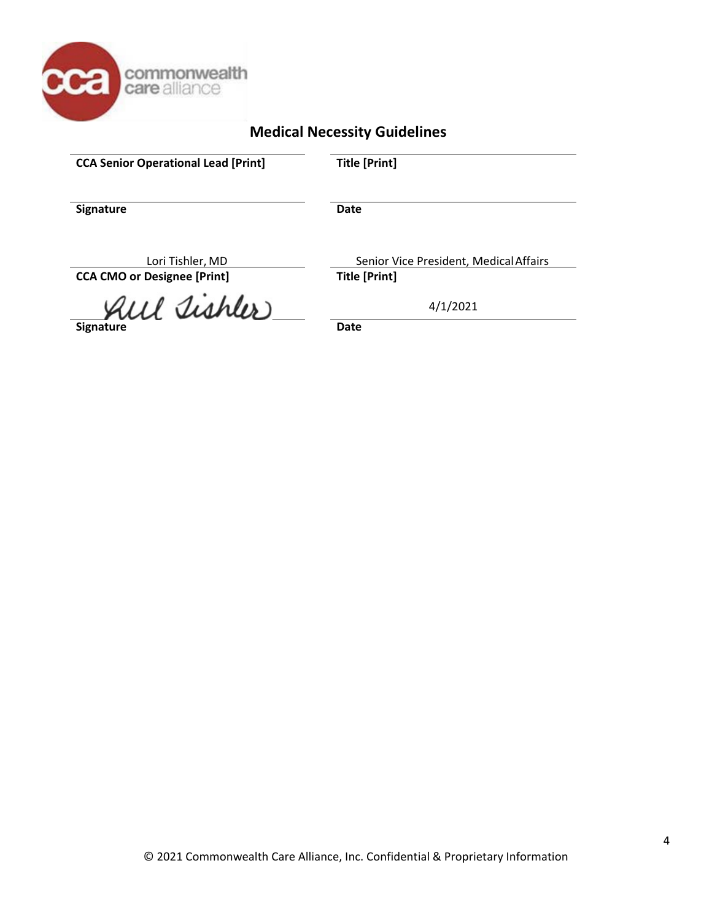## Medical Necessity Guidelines

| | |
|---|---|
| **CCA Senior Operational Lead [Print]** | **Title [Print]** |
| | |
| **Signature** | **Date** |
| Lori Tishler, MD | Senior Vice President, Medical Affairs |
| **CCA CMO or Designee [Print]** | **Title [Print]** |
| Lori Tishler | 4/1/2021 |
| **Signature** | **Date** |

© 2021 Commonwealth Care Alliance, Inc. Confidential & Proprietary Information